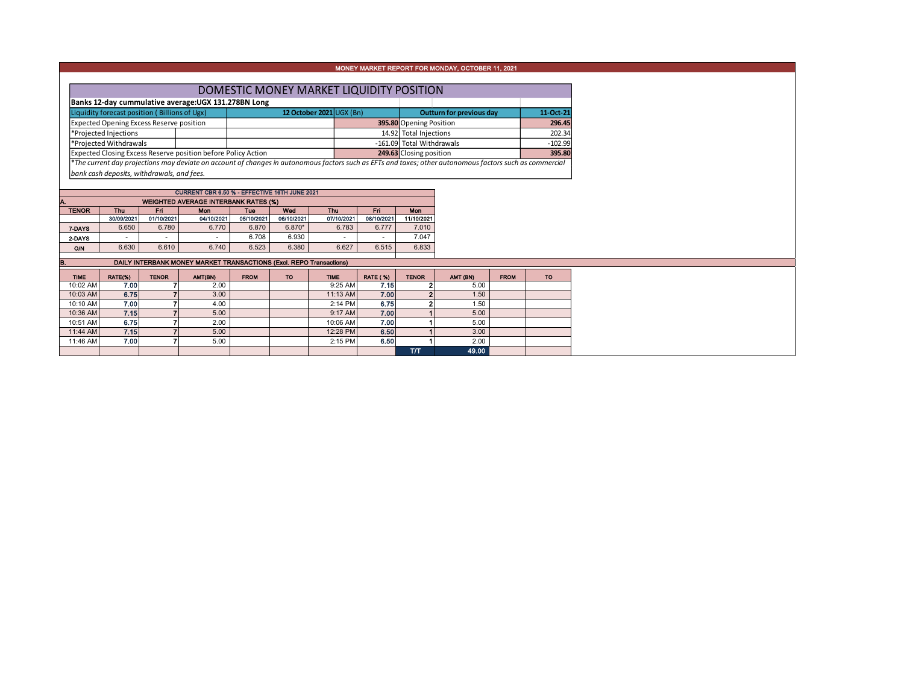# MONEY MARKET REPORT FOR MONDAY, OCTOBER 11, 2021

## DOMESTIC MONEY MARKET LIQUIDITY POSITION

**Banks 12-day cummulative average:UGX 131.278BN Long**

| Liquidity forecast position ( Billions of Ugx) | 12 October 2021 UGX (Bn) | Outturn for previous day | 11-Oct-21 |
|---|---|---|---|
| Expected Opening Excess Reserve position | 395.80 | Opening Position | 296.45 |
| *Projected Injections | 14.92 | Total Injections | 202.34 |
| *Projected Withdrawals | -161.09 | Total Withdrawals | -102.99 |
| Expected Closing Excess Reserve position before Policy Action | 249.63 | Closing position | 395.80 |

*\*The current day projections may deviate on account of changes in autonomous factors such as EFTs and taxes; other autonomous factors such as commercial bank cash deposits, withdrawals, and fees.*

**CURRENT CBR 6.50 % - EFFECTIVE 16TH JUNE 2021**

### A. WEIGHTED AVERAGE INTERBANK RATES (%)

| TENOR | Thu 30/09/2021 | Fri 01/10/2021 | Mon 04/10/2021 | Tue 05/10/2021 | Wed 06/10/2021 | Thu 07/10/2021 | Fri 08/10/2021 | Mon 11/10/2021 |
|---|---|---|---|---|---|---|---|---|
| 7-DAYS | 6.650 | 6.780 | 6.770 | 6.870 | 6.870* | 6.783 | 6.777 | 7.010 |
| 2-DAYS | - | - | - | 6.708 | 6.930 | - | - | 7.047 |
| O/N | 6.630 | 6.610 | 6.740 | 6.523 | 6.380 | 6.627 | 6.515 | 6.833 |

### B. DAILY INTERBANK MONEY MARKET TRANSACTIONS (Excl. REPO Transactions)

| TIME | RATE(%) | TENOR | AMT(BN) | FROM | TO | TIME | RATE ( %) | TENOR | AMT (BN) | FROM | TO |
|---|---|---|---|---|---|---|---|---|---|---|---|
| 10:02 AM | 7.00 | 7 | 2.00 | | | 9:25 AM | 7.15 | 2 | 5.00 | | |
| 10:03 AM | 6.75 | 7 | 3.00 | | | 11:13 AM | 7.00 | 2 | 1.50 | | |
| 10:10 AM | 7.00 | 7 | 4.00 | | | 2:14 PM | 6.75 | 2 | 1.50 | | |
| 10:36 AM | 7.15 | 7 | 5.00 | | | 9:17 AM | 7.00 | 1 | 5.00 | | |
| 10:51 AM | 6.75 | 7 | 2.00 | | | 10:06 AM | 7.00 | 1 | 5.00 | | |
| 11:44 AM | 7.15 | 7 | 5.00 | | | 12:28 PM | 6.50 | 1 | 3.00 | | |
| 11:46 AM | 7.00 | 7 | 5.00 | | | 2:15 PM | 6.50 | 1 | 2.00 | | |
| | | | | | | | | T/T | 49.00 | | |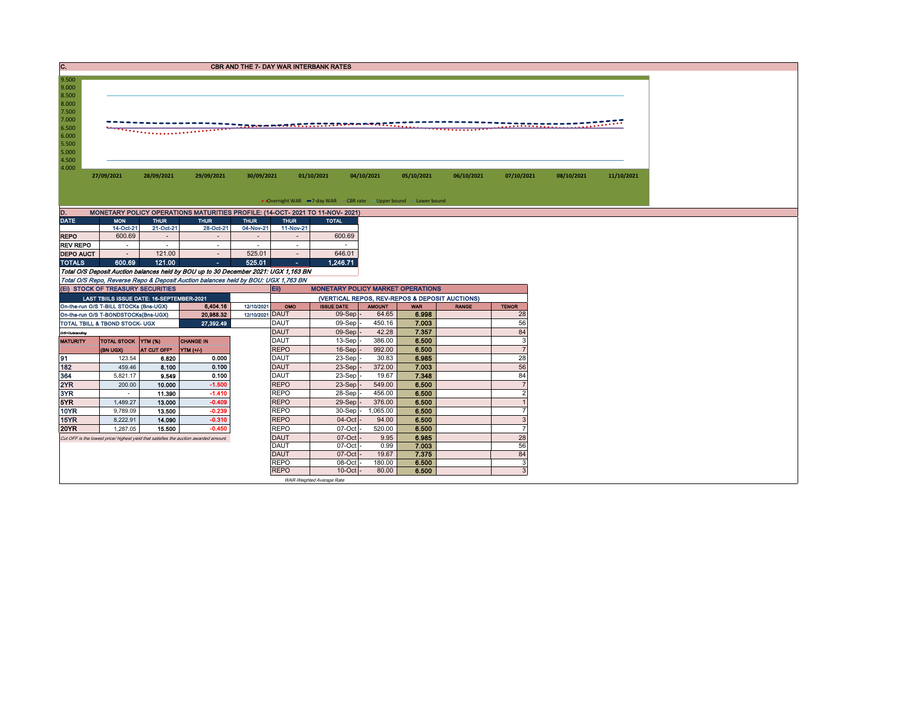## C. CBR AND THE 7- DAY WAR INTERBANK RATES

9.500
9.000
8.500
8.000
7.500
7.000
6.500
6.000
5.500
5.000
4.500
4.000

27/09/2021 28/09/2021 29/09/2021 30/09/2021 01/10/2021 04/10/2021 05/10/2021 06/10/2021 07/10/2021 08/10/2021 11/10/2021

Overnight WAR — 7-day WAR — CBR rate — Upper bound — Lower bound

## D. MONETARY POLICY OPERATIONS MATURITIES PROFILE: (14-OCT- 2021 TO 11-NOV- 2021)

| DATE | MON | THUR | THUR | THUR | THUR | TOTAL |
|---|---|---|---|---|---|---|
| | 14-Oct-21 | 21-Oct-21 | 28-Oct-21 | 04-Nov-21 | 11-Nov-21 | |
| REPO | 600.69 | - | - | - | - | 600.69 |
| REV REPO | - | - | - | - | - | - |
| DEPO AUCT | - | 121.00 | - | 525.01 | - | 646.01 |
| TOTALS | 600.69 | 121.00 | - | 525.01 | - | 1,246.71 |

*Total O/S Deposit Auction balances held by BOU up to 30 December 2021: UGX 1,163 BN*

*Total O/S Repo, Reverse Repo & Deposit Auction balances held by BOU: UGX 1,763 BN*

### (Ei) STOCK OF TREASURY SECURITIES

| LAST TBIILS ISSUE DATE: 16-SEPTEMBER-2021 | | |
|---|---|---|
| On-the-run O/S T-BILL STOCKs (Bns-UGX) | 6,404.16 | 12/10/2021 |
| On-the-run O/S T-BONDSTOCKs(Bns-UGX) | 20,988.32 | 12/10/2021 |
| TOTAL TBILL & TBOND STOCK- UGX | 27,392.49 | |

O/S=Outstanding

| MATURITY | TOTAL STOCK (BN UGX) | YTM (%) AT CUT OFF* | CHANGE IN YTM (+/-) |
|---|---|---|---|
| 91 | 123.54 | 6.820 | 0.000 |
| 182 | 459.46 | 8.100 | 0.100 |
| 364 | 5,821.17 | 9.549 | 0.100 |
| 2YR | 200.00 | 10.000 | -1.500 |
| 3YR | - | 11.390 | -1.410 |
| 5YR | 1,489.27 | 13.000 | -0.409 |
| 10YR | 9,789.09 | 13.500 | -0.239 |
| 15YR | 8,222.91 | 14.090 | -0.310 |
| 20YR | 1,287.05 | 15.500 | -0.450 |

*Cut OFF is the lowest price/ highest yield that satisfies the auction awarded amount.*

### Eii) MONETARY POLICY MARKET OPERATIONS

(VERTICAL REPOS, REV-REPOS & DEPOSIT AUCTIONS)

| OMO | ISSUE DATE | AMOUNT | WAR | RANGE | TENOR |
|---|---|---|---|---|---|
| DAUT | 09-Sep | 64.65 | 6.998 | | 28 |
| DAUT | 09-Sep | 450.16 | 7.003 | | 56 |
| DAUT | 09-Sep | 42.28 | 7.357 | | 84 |
| DAUT | 13-Sep | 386.00 | 6.500 | | 3 |
| REPO | 16-Sep | 992.00 | 6.500 | | 7 |
| DAUT | 23-Sep | 30.83 | 6.985 | | 28 |
| DAUT | 23-Sep | 372.00 | 7.003 | | 56 |
| DAUT | 23-Sep | 19.67 | 7.348 | | 84 |
| REPO | 23-Sep | 549.00 | 6.500 | | 7 |
| REPO | 28-Sep | 456.00 | 6.500 | | 2 |
| REPO | 29-Sep | 376.00 | 6.500 | | 1 |
| REPO | 30-Sep | 1,065.00 | 6.500 | | 7 |
| REPO | 04-Oct | 94.00 | 6.500 | | 3 |
| REPO | 07-Oct | 520.00 | 6.500 | | 7 |
| DAUT | 07-Oct | 9.95 | 6.985 | | 28 |
| DAUT | 07-Oct | 0.99 | 7.003 | | 56 |
| DAUT | 07-Oct | 19.67 | 7.375 | | 84 |
| REPO | 08-Oct | 180.00 | 6.500 | | 3 |
| REPO | 10-Oct | 80.00 | 6.500 | | 3 |

*WAR-Weighted Average Rate*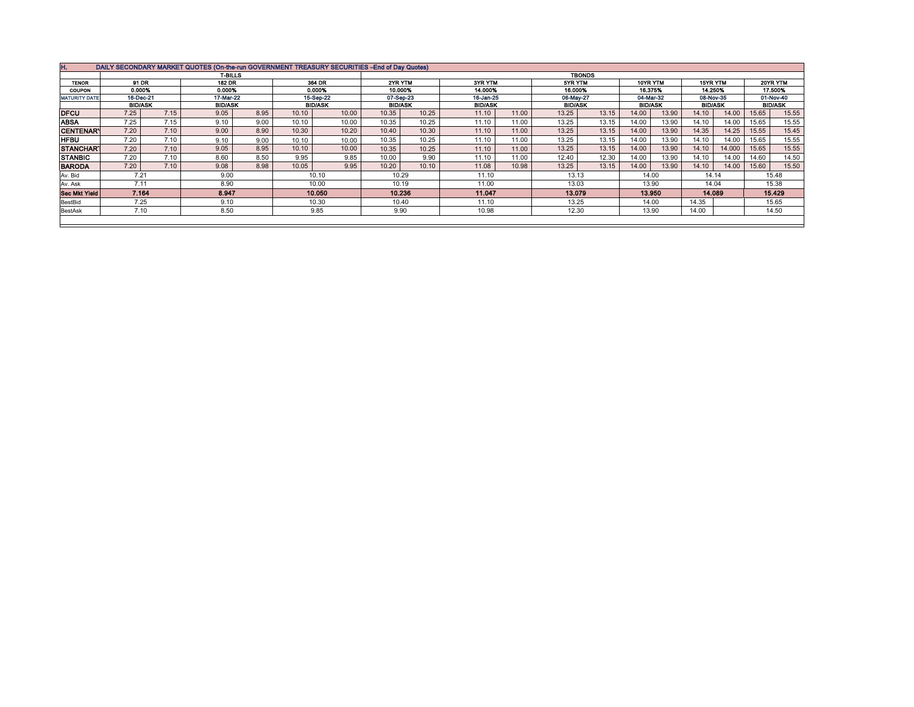| H. | DAILY SECONDARY MARKET QUOTES (On-the-run GOVERNMENT TREASURY SECURITIES –End of Day Quotes) | | | | | | | | | | | | | | | | | |
|---|---|---|---|---|---|---|---|---|---|---|---|---|---|---|---|---|---|---|
| | T-BILLS | | | | | | TBONDS | | | | | | | | | | | |
| TENOR | 91 DR | | 182 DR | | 364 DR | | 2YR YTM | | 3YR YTM | | 5YR YTM | | 10YR YTM | | 15YR YTM | | 20YR YTM | |
| COUPON | 0.000% | | 0.000% | | 0.000% | | 10.000% | | 14.000% | | 16.000% | | 16.375% | | 14.250% | | 17.500% | |
| MATURITY DATE | 16-Dec-21 | | 17-Mar-22 | | 15-Sep-22 | | 07-Sep-23 | | 16-Jan-25 | | 06-May-27 | | 04-Mar-32 | | 08-Nov-35 | | 01-Nov-40 | |
| | BID/ASK | | BID/ASK | | BID/ASK | | BID/ASK | | BID/ASK | | BID/ASK | | BID/ASK | | BID/ASK | | BID/ASK | |
| DFCU | 7.25 | 7.15 | 9.05 | 8.95 | 10.10 | 10.00 | 10.35 | 10.25 | 11.10 | 11.00 | 13.25 | 13.15 | 14.00 | 13.90 | 14.10 | 14.00 | 15.65 | 15.55 |
| ABSA | 7.25 | 7.15 | 9.10 | 9.00 | 10.10 | 10.00 | 10.35 | 10.25 | 11.10 | 11.00 | 13.25 | 13.15 | 14.00 | 13.90 | 14.10 | 14.00 | 15.65 | 15.55 |
| CENTENARY | 7.20 | 7.10 | 9.00 | 8.90 | 10.30 | 10.20 | 10.40 | 10.30 | 11.10 | 11.00 | 13.25 | 13.15 | 14.00 | 13.90 | 14.35 | 14.25 | 15.55 | 15.45 |
| HFBU | 7.20 | 7.10 | 9.10 | 9.00 | 10.10 | 10.00 | 10.35 | 10.25 | 11.10 | 11.00 | 13.25 | 13.15 | 14.00 | 13.90 | 14.10 | 14.00 | 15.65 | 15.55 |
| STANCHART | 7.20 | 7.10 | 9.05 | 8.95 | 10.10 | 10.00 | 10.35 | 10.25 | 11.10 | 11.00 | 13.25 | 13.15 | 14.00 | 13.90 | 14.10 | 14.000 | 15.65 | 15.55 |
| STANBIC | 7.20 | 7.10 | 8.60 | 8.50 | 9.95 | 9.85 | 10.00 | 9.90 | 11.10 | 11.00 | 12.40 | 12.30 | 14.00 | 13.90 | 14.10 | 14.00 | 14.60 | 14.50 |
| BARODA | 7.20 | 7.10 | 9.08 | 8.98 | 10.05 | 9.95 | 10.20 | 10.10 | 11.08 | 10.98 | 13.25 | 13.15 | 14.00 | 13.90 | 14.10 | 14.00 | 15.60 | 15.50 |
| Av. Bid | 7.21 | | 9.00 | | 10.10 | | 10.29 | | 11.10 | | 13.13 | | 14.00 | | 14.14 | | 15.48 | |
| Av. Ask | 7.11 | | 8.90 | | 10.00 | | 10.19 | | 11.00 | | 13.03 | | 13.90 | | 14.04 | | 15.38 | |
| Sec Mkt Yield | 7.164 | | 8.947 | | 10.050 | | 10.236 | | 11.047 | | 13.079 | | 13.950 | | 14.089 | | 15.429 | |
| BestBid | 7.25 | | 9.10 | | 10.30 | | 10.40 | | 11.10 | | 13.25 | | 14.00 | | 14.35 | | 15.65 | |
| BestAsk | 7.10 | | 8.50 | | 9.85 | | 9.90 | | 10.98 | | 12.30 | | 13.90 | | 14.00 | | 14.50 | |